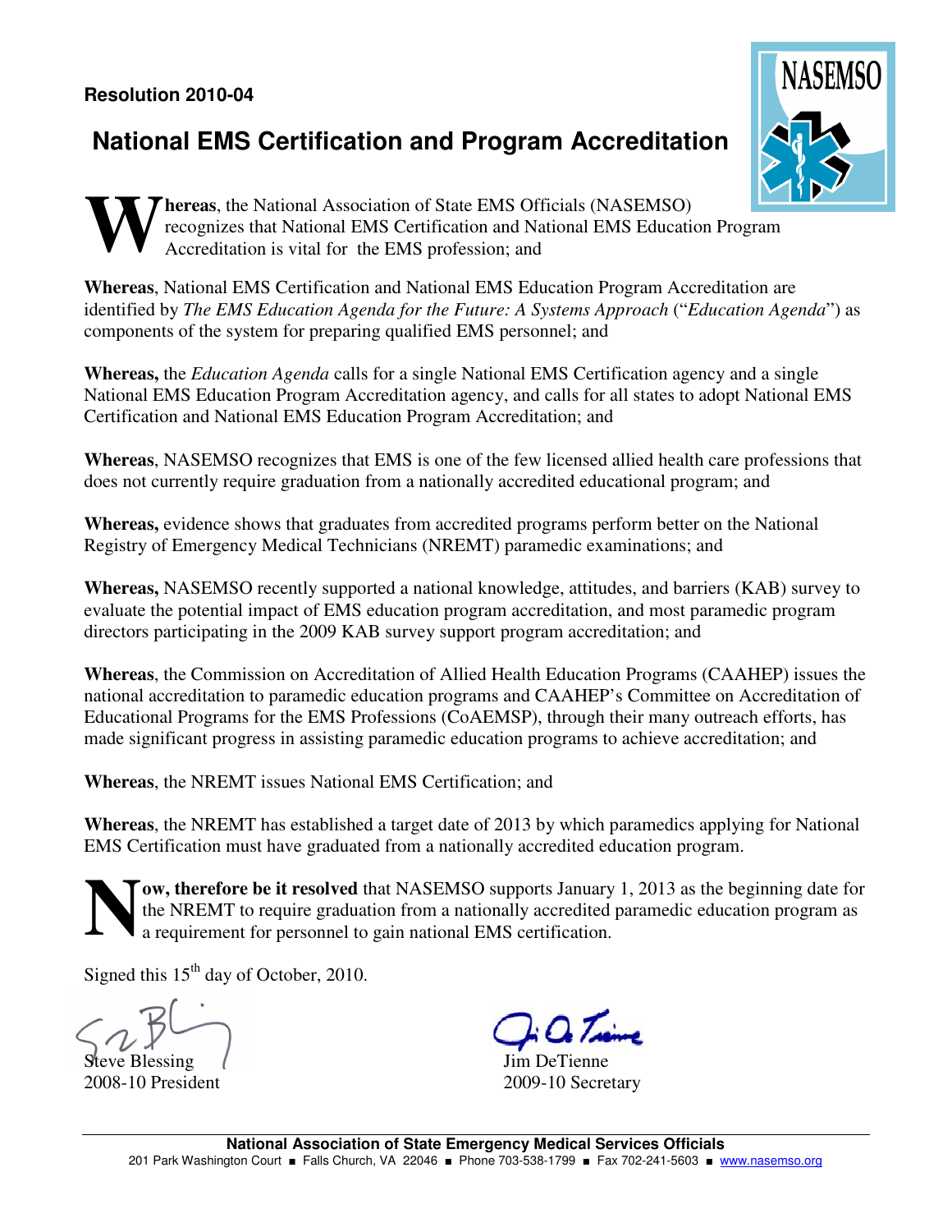**Resolution 2010-04**

# National EMS Certification and Program Accreditation

**Whereas**, the National Association of State EMS Officials (NASEMSO) recognizes that National EMS Certification and National EMS Education Program Accreditation is vital for the EMS profession; and

**Whereas**, National EMS Certification and National EMS Education Program Accreditation are identified by *The EMS Education Agenda for the Future: A Systems Approach* ("*Education Agenda*") as components of the system for preparing qualified EMS personnel; and

**Whereas,** the *Education Agenda* calls for a single National EMS Certification agency and a single National EMS Education Program Accreditation agency, and calls for all states to adopt National EMS Certification and National EMS Education Program Accreditation; and

**Whereas**, NASEMSO recognizes that EMS is one of the few licensed allied health care professions that does not currently require graduation from a nationally accredited educational program; and

**Whereas,** evidence shows that graduates from accredited programs perform better on the National Registry of Emergency Medical Technicians (NREMT) paramedic examinations; and

**Whereas,** NASEMSO recently supported a national knowledge, attitudes, and barriers (KAB) survey to evaluate the potential impact of EMS education program accreditation, and most paramedic program directors participating in the 2009 KAB survey support program accreditation; and

**Whereas**, the Commission on Accreditation of Allied Health Education Programs (CAAHEP) issues the national accreditation to paramedic education programs and CAAHEP's Committee on Accreditation of Educational Programs for the EMS Professions (CoAEMSP), through their many outreach efforts, has made significant progress in assisting paramedic education programs to achieve accreditation; and

**Whereas**, the NREMT issues National EMS Certification; and

**Whereas**, the NREMT has established a target date of 2013 by which paramedics applying for National EMS Certification must have graduated from a nationally accredited education program.

**Now, therefore be it resolved** that NASEMSO supports January 1, 2013 as the beginning date for the NREMT to require graduation from a nationally accredited paramedic education program as a requirement for personnel to gain national EMS certification.

Signed this 15th day of October, 2010.

Steve Blessing
2008-10 President

Jim DeTienne
2009-10 Secretary

**National Association of State Emergency Medical Services Officials**
201 Park Washington Court ■ Falls Church, VA 22046 ■ Phone 703-538-1799 ■ Fax 702-241-5603 ■ www.nasemso.org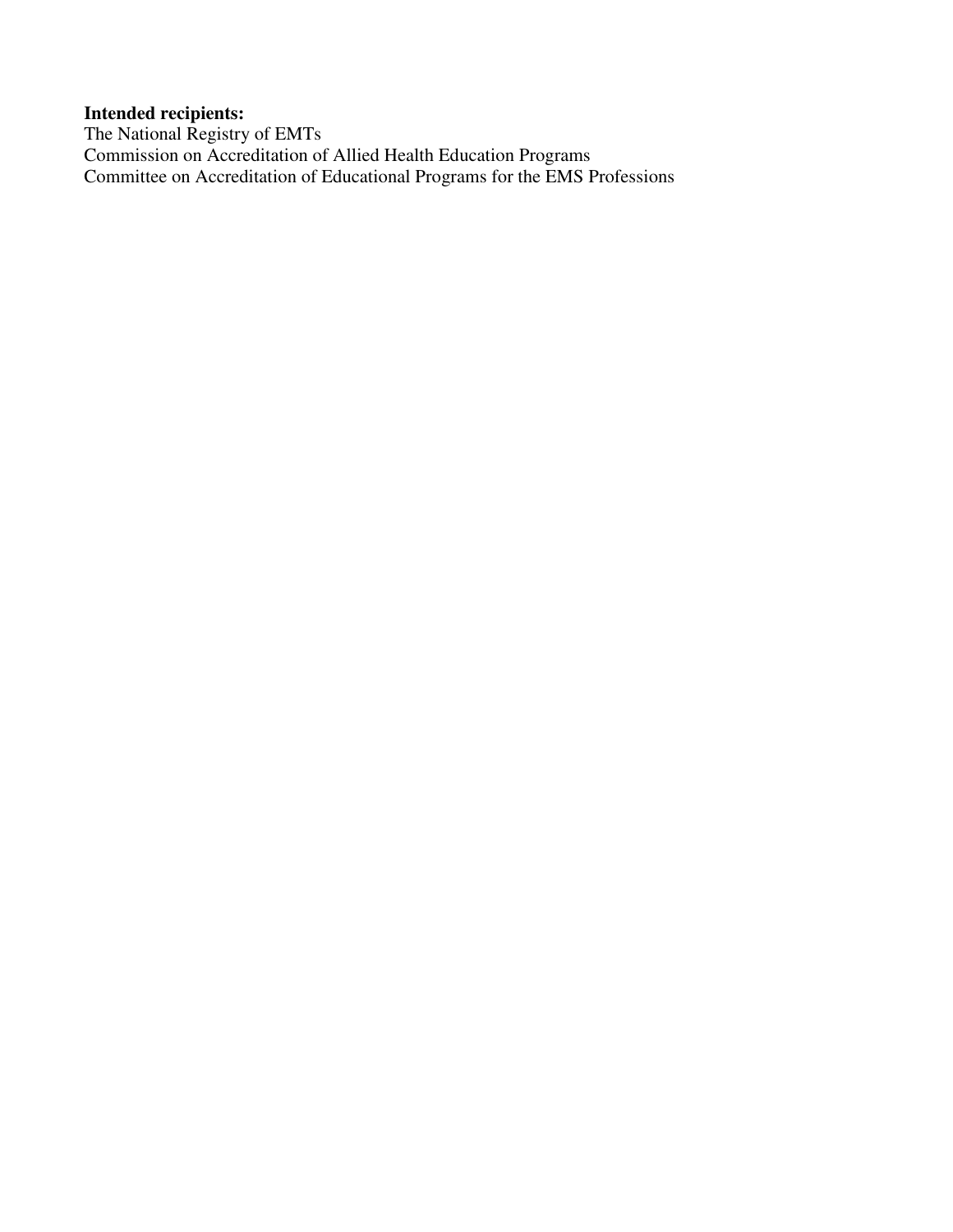**Intended recipients:**
The National Registry of EMTs
Commission on Accreditation of Allied Health Education Programs
Committee on Accreditation of Educational Programs for the EMS Professions